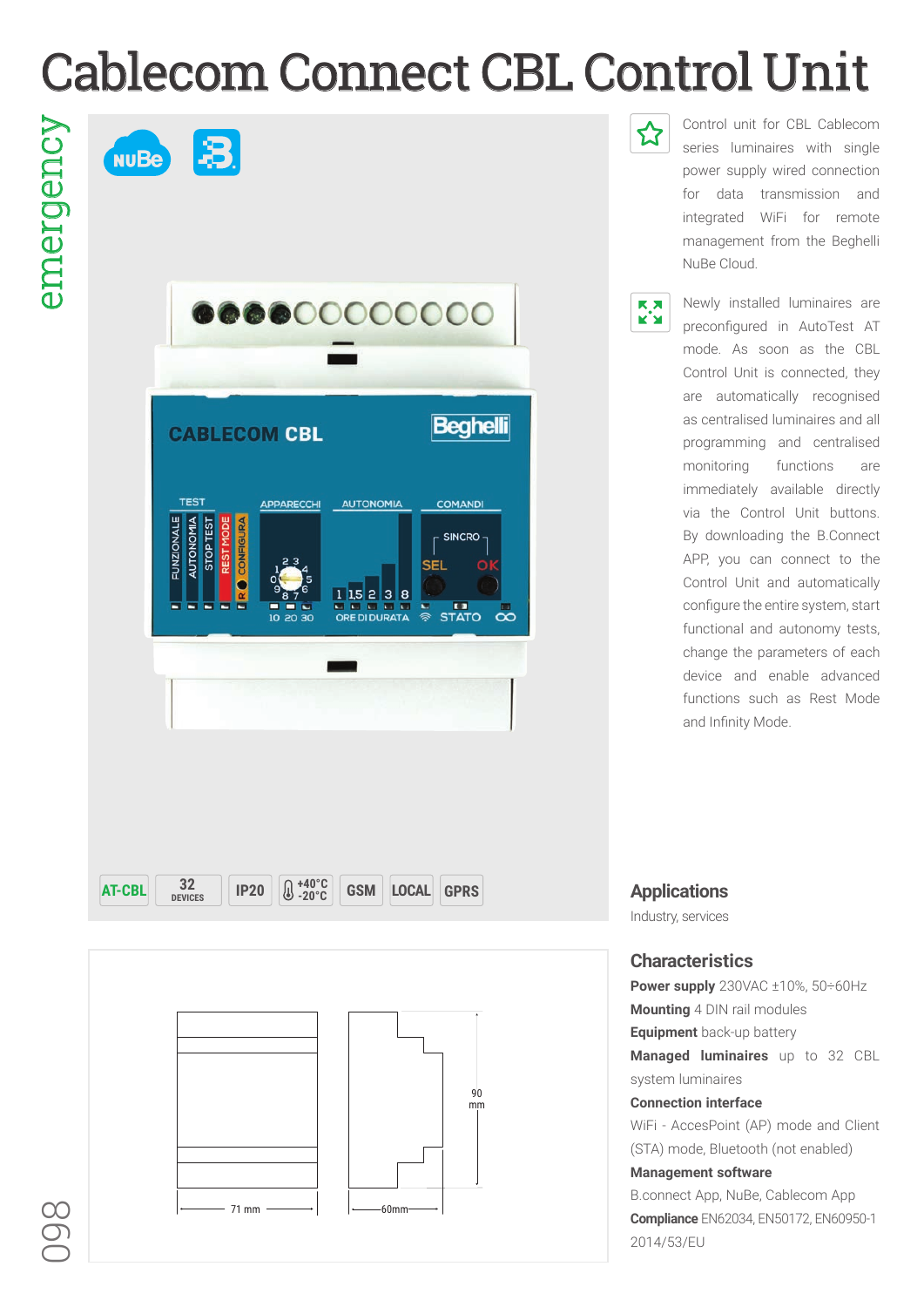# Cablecom Connect CBL Control Unit

Control unit for CBL Cablecom series luminaires with single power supply wired connection for data transmission and integrated WiFi for remote management from the Beghelli NuBe Cloud.

Newly installed luminaires are preconfigured in AutoTest AT mode. As soon as the CBL Control Unit is connected, they are automatically recognised as centralised luminaires and all programming and centralised monitoring functions are immediately available directly via the Control Unit buttons. By downloading the B.Connect APP, you can connect to the Control Unit and automatically configure the entire system, start functional and autonomy tests, change the parameters of each device and enable advanced functions such as Rest Mode and Infinity Mode.

AT-CBL | 32 DEVICES | IP20 | +40°C -20°C | GSM | LOCAL | GPRS

71 mm | 60mm | 90 mm

## Applications

Industry, services

## Characteristics

**Power supply** 230VAC ±10%, 50÷60Hz

**Mounting** 4 DIN rail modules

**Equipment** back-up battery

**Managed luminaires** up to 32 CBL system luminaires

**Connection interface**

WiFi - AccesPoint (AP) mode and Client (STA) mode, Bluetooth (not enabled)

**Management software**

B.connect App, NuBe, Cablecom App

**Compliance** EN62034, EN50172, EN60950-1 2014/53/EU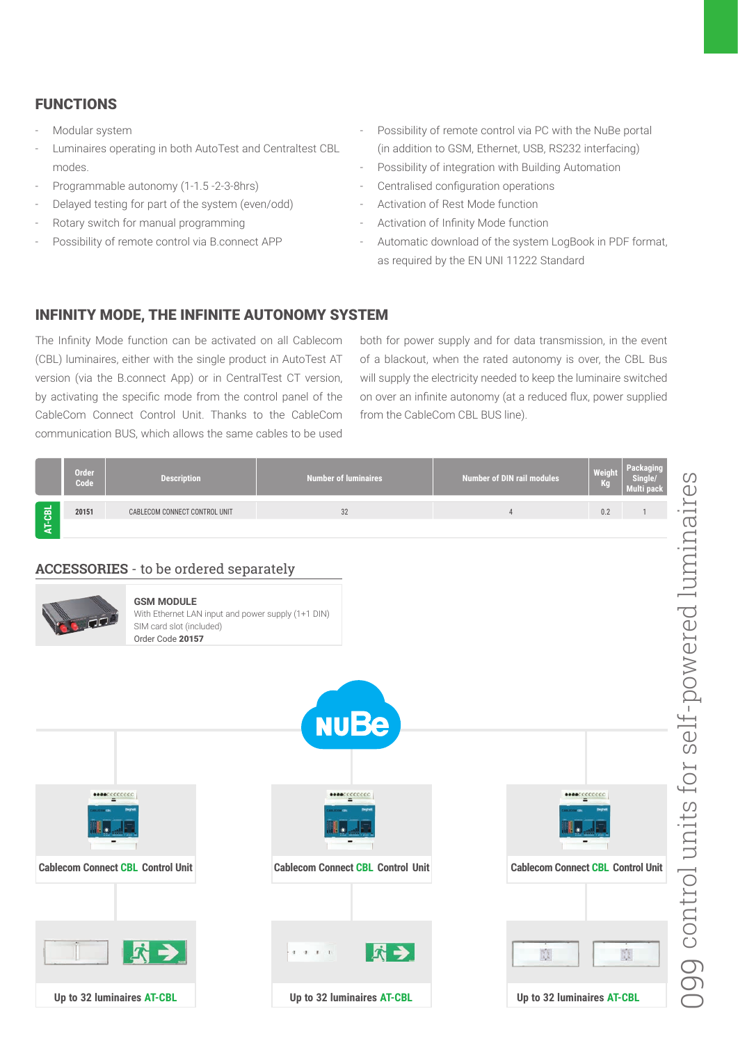## FUNCTIONS

- Modular system
- Luminaires operating in both AutoTest and Centraltest CBL modes.
- Programmable autonomy (1-1.5 -2-3-8hrs)
- Delayed testing for part of the system (even/odd)
- Rotary switch for manual programming
- Possibility of remote control via B.connect APP
- Possibility of remote control via PC with the NuBe portal (in addition to GSM, Ethernet, USB, RS232 interfacing)
- Possibility of integration with Building Automation
- Centralised configuration operations
- Activation of Rest Mode function
- Activation of Infinity Mode function
- Automatic download of the system LogBook in PDF format, as required by the EN UNI 11222 Standard

## INFINITY MODE, THE INFINITE AUTONOMY SYSTEM

The Infinity Mode function can be activated on all Cablecom (CBL) luminaires, either with the single product in AutoTest AT version (via the B.connect App) or in CentralTest CT version, by activating the specific mode from the control panel of the CableCom Connect Control Unit. Thanks to the CableCom communication BUS, which allows the same cables to be used both for power supply and for data transmission, in the event of a blackout, when the rated autonomy is over, the CBL Bus will supply the electricity needed to keep the luminaire switched on over an infinite autonomy (at a reduced flux, power supplied from the CableCom CBL BUS line).

| | Order Code | Description | Number of luminaires | Number of DIN rail modules | Weight Kg | Packaging Single/ Multi pack |
|---|---|---|---|---|---|---|
| AT-CBL | 20151 | CABLECOM CONNECT CONTROL UNIT | 32 | 4 | 0.2 | 1 |

## ACCESSORIES - to be ordered separately

**GSM MODULE**
With Ethernet LAN input and power supply (1+1 DIN)
SIM card slot (included)
Order Code **20157**

NUBE

Cablecom Connect CBL Control Unit

Cablecom Connect CBL Control Unit

Cablecom Connect CBL Control Unit

Up to 32 luminaires AT-CBL

Up to 32 luminaires AT-CBL

Up to 32 luminaires AT-CBL

099 control units for self-powered luminaires